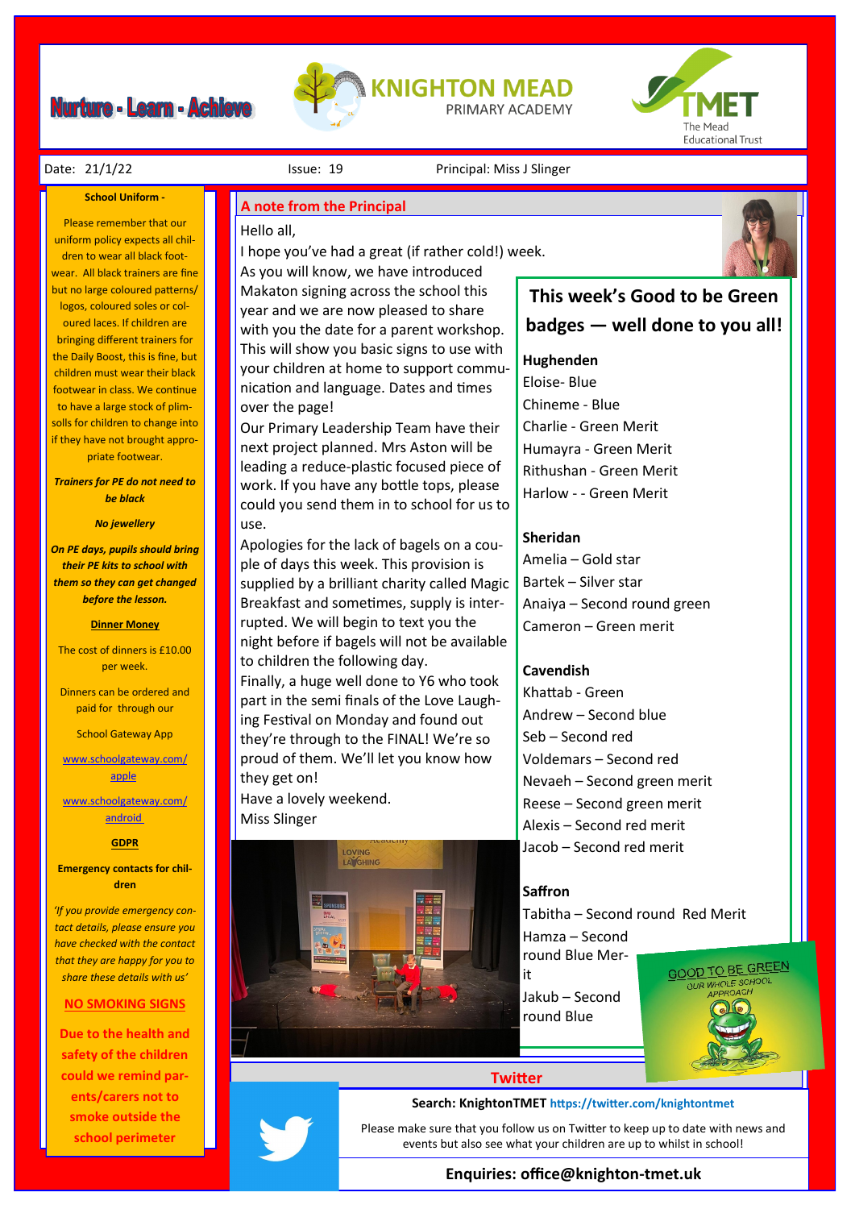# Nurture - Learn - Achieve

KNIGHTON MEAD PRIMARY ACADEMY

TMET The Mead Educational Trust

Date: 21/1/22 | Issue: 19 | Principal: Miss J Slinger

## A note from the Principal

Hello all,

I hope you've had a great (if rather cold!) week.

As you will know, we have introduced Makaton signing across the school this year and we are now pleased to share with you the date for a parent workshop. This will show you basic signs to use with your children at home to support communication and language. Dates and times over the page!

Our Primary Leadership Team have their next project planned. Mrs Aston will be leading a reduce-plastic focused piece of work. If you have any bottle tops, please could you send them in to school for us to use.

Apologies for the lack of bagels on a couple of days this week. This provision is supplied by a brilliant charity called Magic Breakfast and sometimes, supply is interrupted. We will begin to text you the night before if bagels will not be available to children the following day.

Finally, a huge well done to Y6 who took part in the semi finals of the Love Laughing Festival on Monday and found out they're through to the FINAL! We're so proud of them. We'll let you know how they get on!

Have a lovely weekend.

Miss Slinger

## This week's Good to be Green badges — well done to you all!

**Hughenden**

Eloise- Blue
Chineme - Blue
Charlie - Green Merit
Humayra - Green Merit
Rithushan - Green Merit
Harlow - - Green Merit

**Sheridan**

Amelia – Gold star
Bartek – Silver star
Anaiya – Second round green
Cameron – Green merit

**Cavendish**

Khattab - Green
Andrew – Second blue
Seb – Second red
Voldemars – Second red
Nevaeh – Second green merit
Reese – Second green merit
Alexis – Second red merit
Jacob – Second red merit

**Saffron**

Tabitha – Second round Red Merit
Hamza – Second round Blue Merit
Jakub – Second round Blue

GOOD TO BE GREEN — OUR WHOLE SCHOOL APPROACH

### School Uniform -

Please remember that our uniform policy expects all children to wear all black footwear. All black trainers are fine but no large coloured patterns/logos, coloured soles or coloured laces. If children are bringing different trainers for the Daily Boost, this is fine, but children must wear their black footwear in class. We continue to have a large stock of plimsolls for children to change into if they have not brought appropriate footwear.

***Trainers for PE do not need to be black***

***No jewellery***

***On PE days, pupils should bring their PE kits to school with them so they can get changed before the lesson.***

### Dinner Money

The cost of dinners is £10.00 per week.

Dinners can be ordered and paid for through our School Gateway App

www.schoolgateway.com/apple

www.schoolgateway.com/android

### GDPR

**Emergency contacts for children**

*'If you provide emergency contact details, please ensure you have checked with the contact that they are happy for you to share these details with us'*

### NO SMOKING SIGNS

**Due to the health and safety of the children could we remind parents/carers not to smoke outside the school perimeter**

## Twitter

**Search: KnightonTMET https://twitter.com/knightontmet**

Please make sure that you follow us on Twitter to keep up to date with news and events but also see what your children are up to whilst in school!

**Enquiries: office@knighton-tmet.uk**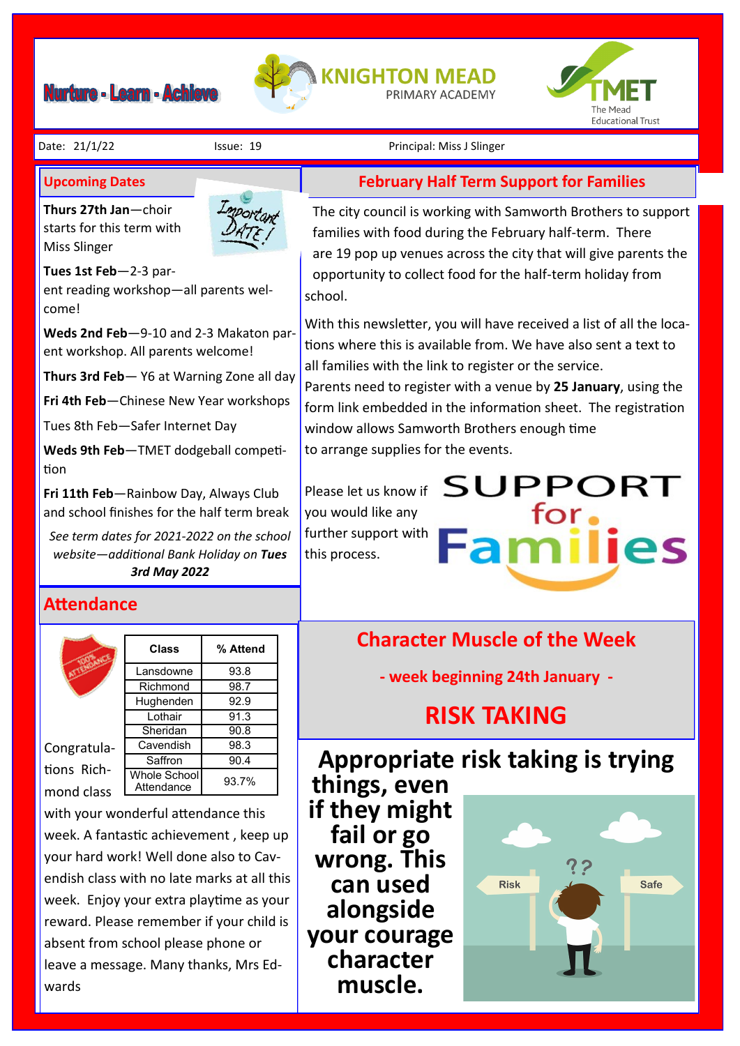Nurture - Learn - Achieve

KNIGHTON MEAD PRIMARY ACADEMY

TMET The Mead Educational Trust

Date: 21/1/22 Issue: 19 Principal: Miss J Slinger

## Upcoming Dates

**Thurs 27th Jan**—choir starts for this term with Miss Slinger

**Tues 1st Feb**—2-3 parent reading workshop—all parents welcome!

**Weds 2nd Feb**—9-10 and 2-3 Makaton parent workshop. All parents welcome!

**Thurs 3rd Feb**— Y6 at Warning Zone all day

**Fri 4th Feb**—Chinese New Year workshops

Tues 8th Feb—Safer Internet Day

**Weds 9th Feb**—TMET dodgeball competition

**Fri 11th Feb**—Rainbow Day, Always Club and school finishes for the half term break

*See term dates for 2021-2022 on the school website—additional Bank Holiday on **Tues 3rd May 2022***

## Attendance

| Class | % Attend |
|---|---|
| Lansdowne | 93.8 |
| Richmond | 98.7 |
| Hughenden | 92.9 |
| Lothair | 91.3 |
| Sheridan | 90.8 |
| Cavendish | 98.3 |
| Saffron | 90.4 |
| Whole School Attendance | 93.7% |

Congratulations Richmond class with your wonderful attendance this week. A fantastic achievement , keep up your hard work! Well done also to Cavendish class with no late marks at all this week. Enjoy your extra playtime as your reward. Please remember if your child is absent from school please phone or leave a message. Many thanks, Mrs Edwards

## February Half Term Support for Families

The city council is working with Samworth Brothers to support families with food during the February half-term. There are 19 pop up venues across the city that will give parents the opportunity to collect food for the half-term holiday from school.

With this newsletter, you will have received a list of all the locations where this is available from. We have also sent a text to all families with the link to register or the service.
Parents need to register with a venue by **25 January**, using the form link embedded in the information sheet. The registration window allows Samworth Brothers enough time to arrange supplies for the events.

Please let us know if you would like any further support with this process.

SUPPORT for Families

## Character Muscle of the Week

**- week beginning 24th January -**

## RISK TAKING

**Appropriate risk taking is trying things, even if they might fail or go wrong. This can used alongside your courage character muscle.**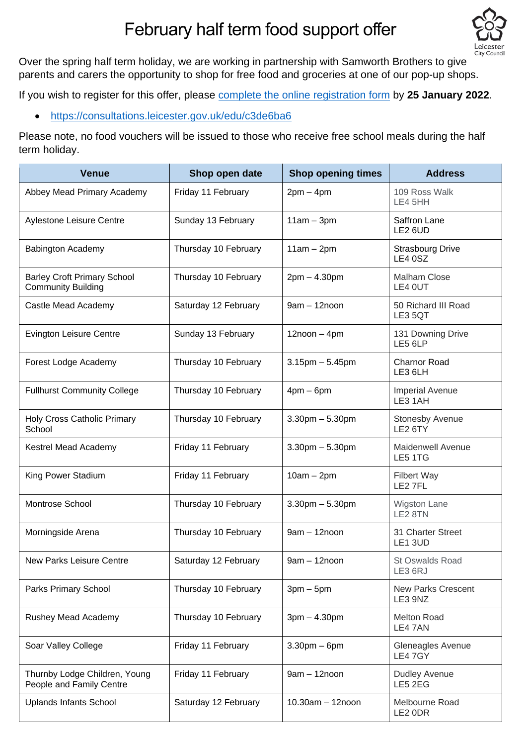# February half term food support offer

Over the spring half term holiday, we are working in partnership with Samworth Brothers to give parents and carers the opportunity to shop for free food and groceries at one of our pop-up shops.

If you wish to register for this offer, please complete the online registration form by **25 January 2022**.

- https://consultations.leicester.gov.uk/edu/c3de6ba6

Please note, no food vouchers will be issued to those who receive free school meals during the half term holiday.

| Venue | Shop open date | Shop opening times | Address |
|---|---|---|---|
| Abbey Mead Primary Academy | Friday 11 February | 2pm – 4pm | 109 Ross Walk LE4 5HH |
| Aylestone Leisure Centre | Sunday 13 February | 11am – 3pm | Saffron Lane LE2 6UD |
| Babington Academy | Thursday 10 February | 11am – 2pm | Strasbourg Drive LE4 0SZ |
| Barley Croft Primary School Community Building | Thursday 10 February | 2pm – 4.30pm | Malham Close LE4 0UT |
| Castle Mead Academy | Saturday 12 February | 9am – 12noon | 50 Richard III Road LE3 5QT |
| Evington Leisure Centre | Sunday 13 February | 12noon – 4pm | 131 Downing Drive LE5 6LP |
| Forest Lodge Academy | Thursday 10 February | 3.15pm – 5.45pm | Charnor Road LE3 6LH |
| Fullhurst Community College | Thursday 10 February | 4pm – 6pm | Imperial Avenue LE3 1AH |
| Holy Cross Catholic Primary School | Thursday 10 February | 3.30pm – 5.30pm | Stonesby Avenue LE2 6TY |
| Kestrel Mead Academy | Friday 11 February | 3.30pm – 5.30pm | Maidenwell Avenue LE5 1TG |
| King Power Stadium | Friday 11 February | 10am – 2pm | Filbert Way LE2 7FL |
| Montrose School | Thursday 10 February | 3.30pm – 5.30pm | Wigston Lane LE2 8TN |
| Morningside Arena | Thursday 10 February | 9am – 12noon | 31 Charter Street LE1 3UD |
| New Parks Leisure Centre | Saturday 12 February | 9am – 12noon | St Oswalds Road LE3 6RJ |
| Parks Primary School | Thursday 10 February | 3pm – 5pm | New Parks Crescent LE3 9NZ |
| Rushey Mead Academy | Thursday 10 February | 3pm – 4.30pm | Melton Road LE4 7AN |
| Soar Valley College | Friday 11 February | 3.30pm – 6pm | Gleneagles Avenue LE4 7GY |
| Thurnby Lodge Children, Young People and Family Centre | Friday 11 February | 9am – 12noon | Dudley Avenue LE5 2EG |
| Uplands Infants School | Saturday 12 February | 10.30am – 12noon | Melbourne Road LE2 0DR |